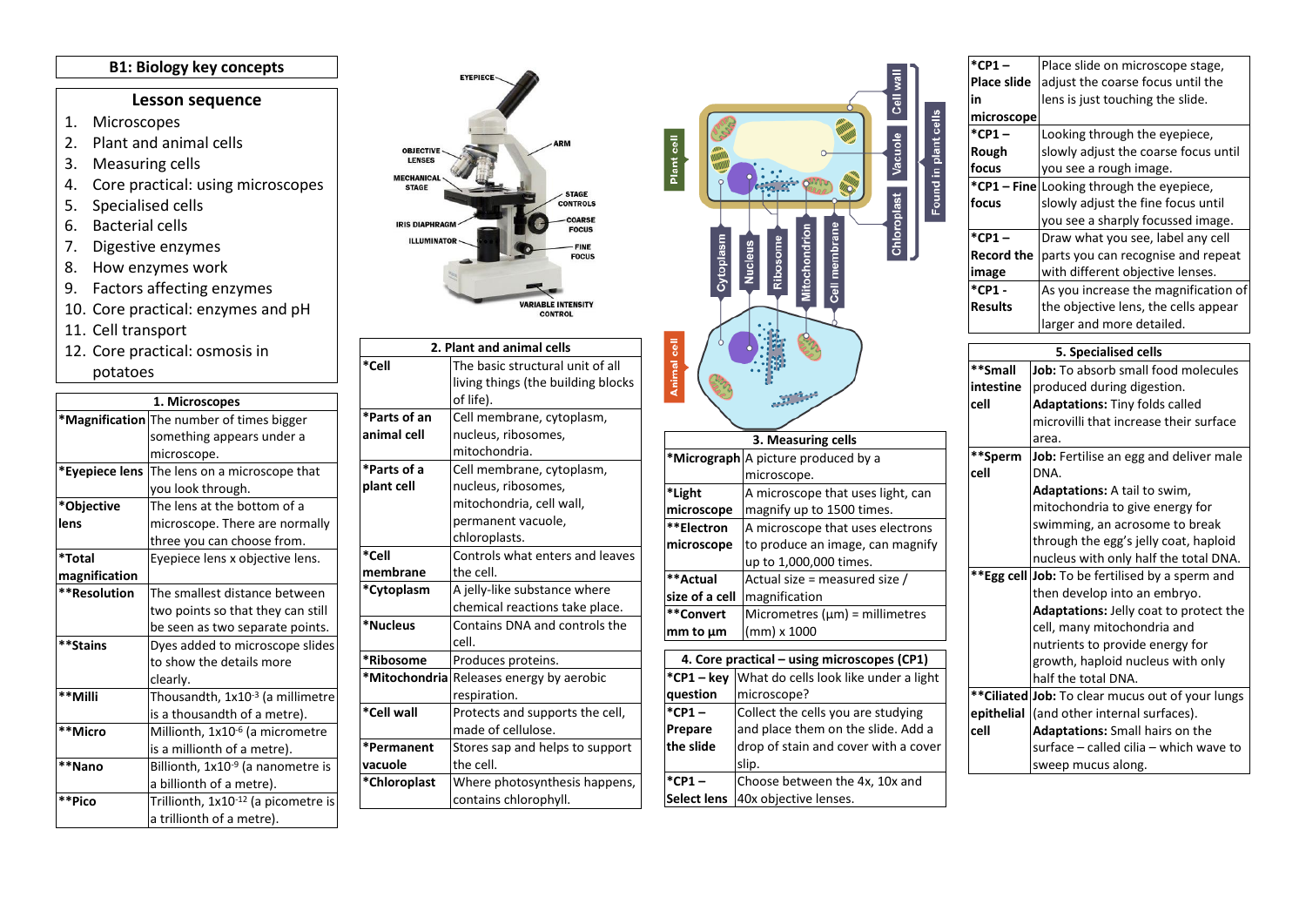# B1: Biology key concepts

## Lesson sequence

1. Microscopes
2. Plant and animal cells
3. Measuring cells
4. Core practical: using microscopes
5. Specialised cells
6. Bacterial cells
7. Digestive enzymes
8. How enzymes work
9. Factors affecting enzymes
10. Core practical: enzymes and pH
11. Cell transport
12. Core practical: osmosis in potatoes

| 1. Microscopes | |
|---|---|
| ***Magnification** | The number of times bigger something appears under a microscope. |
| ***Eyepiece lens** | The lens on a microscope that you look through. |
| ***Objective lens** | The lens at the bottom of a microscope. There are normally three you can choose from. |
| ***Total magnification** | Eyepiece lens x objective lens. |
| ****Resolution** | The smallest distance between two points so that they can still be seen as two separate points. |
| ****Stains** | Dyes added to microscope slides to show the details more clearly. |
| ****Milli** | Thousandth, $1 \times 10^{-3}$ (a millimetre is a thousandth of a metre). |
| ****Micro** | Millionth, $1 \times 10^{-6}$ (a micrometre is a millionth of a metre). |
| ****Nano** | Billionth, $1 \times 10^{-9}$ (a nanometre is a billionth of a metre). |
| ****Pico** | Trillionth, $1 \times 10^{-12}$ (a picometre is a trillionth of a metre). |

EYEPIECE, OBJECTIVE LENSES, MECHANICAL STAGE, IRIS DIAPHRAGM, ILLUMINATOR, ARM, STAGE CONTROLS, COARSE FOCUS, FINE FOCUS, VARIABLE INTENSITY CONTROL

| 2. Plant and animal cells | |
|---|---|
| ***Cell** | The basic structural unit of all living things (the building blocks of life). |
| ***Parts of an animal cell** | Cell membrane, cytoplasm, nucleus, ribosomes, mitochondria. |
| ***Parts of a plant cell** | Cell membrane, cytoplasm, nucleus, ribosomes, mitochondria, cell wall, permanent vacuole, chloroplasts. |
| ***Cell membrane** | Controls what enters and leaves the cell. |
| ***Cytoplasm** | A jelly-like substance where chemical reactions take place. |
| ***Nucleus** | Contains DNA and controls the cell. |
| ***Ribosome** | Produces proteins. |
| ***Mitochondria** | Releases energy by aerobic respiration. |
| ***Cell wall** | Protects and supports the cell, made of cellulose. |
| ***Permanent vacuole** | Stores sap and helps to support the cell. |
| ***Chloroplast** | Where photosynthesis happens, contains chlorophyll. |

Plant cell, Animal cell, Cytoplasm, Nucleus, Ribosome, Mitochondrion, Cell membrane, Chloroplast, Vacuole, Cell wall, Found in plant cells

| 3. Measuring cells | |
|---|---|
| ***Micrograph** | A picture produced by a microscope. |
| ***Light microscope** | A microscope that uses light, can magnify up to 1500 times. |
| ****Electron microscope** | A microscope that uses electrons to produce an image, can magnify up to 1,000,000 times. |
| ****Actual size of a cell** | Actual size = measured size / magnification |
| ****Convert mm to µm** | Micrometres (µm) = millimetres (mm) x 1000 |

| 4. Core practical – using microscopes (CP1) | |
|---|---|
| ***CP1 – key question** | What do cells look like under a light microscope? |
| ***CP1 – Prepare the slide** | Collect the cells you are studying and place them on the slide. Add a drop of stain and cover with a cover slip. |
| ***CP1 – Select lens** | Choose between the 4x, 10x and 40x objective lenses. |
| ***CP1 – Place slide in microscope** | Place slide on microscope stage, adjust the coarse focus until the lens is just touching the slide. |
| ***CP1 – Rough focus** | Looking through the eyepiece, slowly adjust the coarse focus until you see a rough image. |
| ***CP1 – Fine focus** | Looking through the eyepiece, slowly adjust the fine focus until you see a sharply focussed image. |
| ***CP1 – Record the image** | Draw what you see, label any cell parts you can recognise and repeat with different objective lenses. |
| ***CP1 - Results** | As you increase the magnification of the objective lens, the cells appear larger and more detailed. |

| 5. Specialised cells | |
|---|---|
| ****Small intestine cell** | **Job:** To absorb small food molecules produced during digestion. **Adaptations:** Tiny folds called microvilli that increase their surface area. |
| ****Sperm cell** | **Job:** Fertilise an egg and deliver male DNA. **Adaptations:** A tail to swim, mitochondria to give energy for swimming, an acrosome to break through the egg's jelly coat, haploid nucleus with only half the total DNA. |
| ****Egg cell** | **Job:** To be fertilised by a sperm and then develop into an embryo. **Adaptations:** Jelly coat to protect the cell, many mitochondria and nutrients to provide energy for growth, haploid nucleus with only half the total DNA. |
| ****Ciliated epithelial cell** | **Job:** To clear mucus out of your lungs (and other internal surfaces). **Adaptations:** Small hairs on the surface – called cilia – which wave to sweep mucus along. |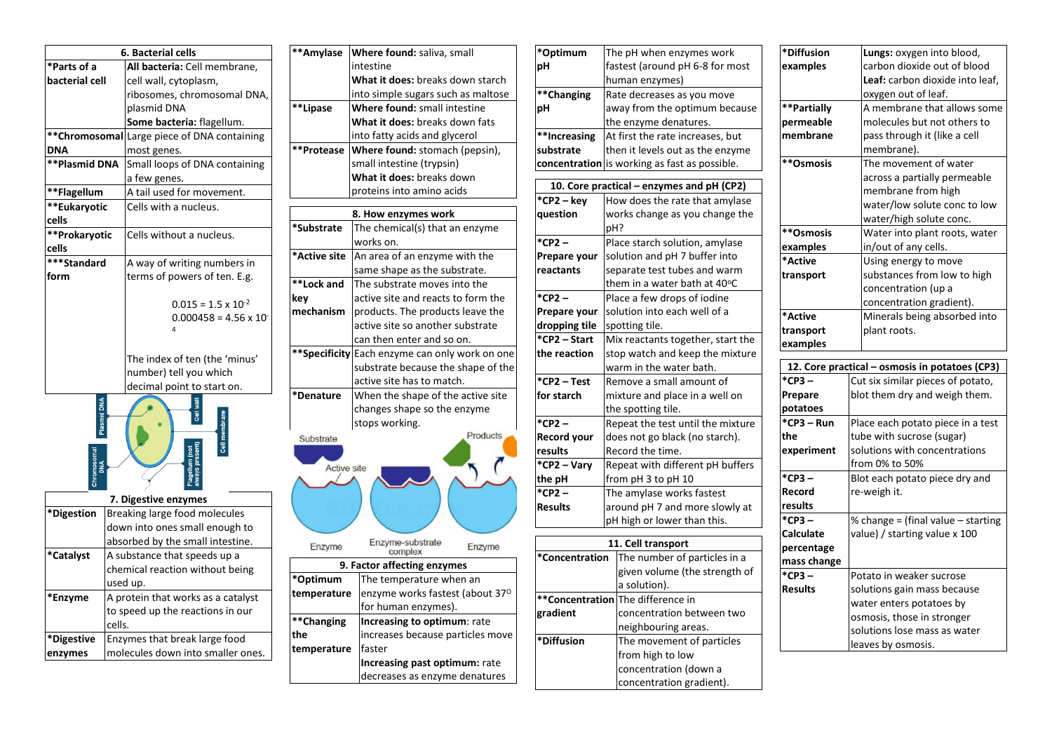| 6. Bacterial cells | |
|---|---|
| ***Parts of a bacterial cell** | **All bacteria:** Cell membrane, cell wall, cytoplasm, ribosomes, chromosomal DNA, plasmid DNA<br>**Some bacteria:** flagellum. |
| ****Chromosomal DNA** | Large piece of DNA containing most genes. |
| ****Plasmid DNA** | Small loops of DNA containing a few genes. |
| ****Flagellum** | A tail used for movement. |
| ****Eukaryotic cells** | Cells with a nucleus. |
| ****Prokaryotic cells** | Cells without a nucleus. |
| *****Standard form** | A way of writing numbers in terms of powers of ten. E.g.<br>$0.015 = 1.5 \times 10^{-2}$<br>$0.000458 = 4.56 \times 10^{-4}$<br>The index of ten (the 'minus' number) tell you which decimal point to start on. |

Plasmid DNA
Cell wall
Cell membrane
Chromosomal DNA
Flagellum (not always present)

| 7. Digestive enzymes | |
|---|---|
| ***Digestion** | Breaking large food molecules down into ones small enough to absorbed by the small intestine. |
| ***Catalyst** | A substance that speeds up a chemical reaction without being used up. |
| ***Enzyme** | A protein that works as a catalyst to speed up the reactions in our cells. |
| ***Digestive enzymes** | Enzymes that break large food molecules down into smaller ones. |
| ****Amylase** | **Where found:** saliva, small intestine<br>**What it does:** breaks down starch into simple sugars such as maltose |
| ****Lipase** | **Where found:** small intestine<br>**What it does:** breaks down fats into fatty acids and glycerol |
| ****Protease** | **Where found:** stomach (pepsin), small intestine (trypsin)<br>**What it does:** breaks down proteins into amino acids |

| 8. How enzymes work | |
|---|---|
| ***Substrate** | The chemical(s) that an enzyme works on. |
| ***Active site** | An area of an enzyme with the same shape as the substrate. |
| ****Lock and key mechanism** | The substrate moves into the active site and reacts to form the products. The products leave the active site so another substrate can then enter and so on. |
| ****Specificity** | Each enzyme can only work on one substrate because the shape of the active site has to match. |
| ***Denature** | When the shape of the active site changes shape so the enzyme stops working. |

Substrate
Active site
Products
Enzyme
Enzyme-substrate complex
Enzyme

| 9. Factor affecting enzymes | |
|---|---|
| ***Optimum temperature** | The temperature when an enzyme works fastest (about 37$^{o}$ for human enzymes). |
| ****Changing the temperature** | **Increasing to optimum**: rate increases because particles move faster<br>**Increasing past optimum:** rate decreases as enzyme denatures |
| ***Optimum pH** | The pH when enzymes work fastest (around pH 6-8 for most human enzymes) |
| ****Changing pH** | Rate decreases as you move away from the optimum because the enzyme denatures. |
| ****Increasing substrate concentration** | At first the rate increases, but then it levels out as the enzyme is working as fast as possible. |

| 10. Core practical – enzymes and pH (CP2) | |
|---|---|
| ***CP2 – key question** | How does the rate that amylase works change as you change the pH? |
| ***CP2 – Prepare your reactants** | Place starch solution, amylase solution and pH 7 buffer into separate test tubes and warm them in a water bath at 40$^{o}$C |
| ***CP2 – Prepare your dropping tile** | Place a few drops of iodine solution into each well of a spotting tile. |
| ***CP2 – Start the reaction** | Mix reactants together, start the stop watch and keep the mixture warm in the water bath. |
| ***CP2 – Test for starch** | Remove a small amount of mixture and place in a well on the spotting tile. |
| ***CP2 – Record your results** | Repeat the test until the mixture does not go black (no starch). Record the time. |
| ***CP2 – Vary the pH** | Repeat with different pH buffers from pH 3 to pH 10 |
| ***CP2 – Results** | The amylase works fastest around pH 7 and more slowly at pH high or lower than this. |

| 11. Cell transport | |
|---|---|
| ***Concentration** | The number of particles in a given volume (the strength of a solution). |
| ****Concentration gradient** | The difference in concentration between two neighbouring areas. |
| ***Diffusion** | The movement of particles from high to low concentration (down a concentration gradient). |
| ***Diffusion examples** | **Lungs:** oxygen into blood, carbon dioxide out of blood<br>**Leaf:** carbon dioxide into leaf, oxygen out of leaf. |
| ****Partially permeable membrane** | A membrane that allows some molecules but not others to pass through it (like a cell membrane). |
| ****Osmosis** | The movement of water across a partially permeable membrane from high water/low solute conc to low water/high solute conc. |
| ****Osmosis examples** | Water into plant roots, water in/out of any cells. |
| ***Active transport** | Using energy to move substances from low to high concentration (up a concentration gradient). |
| ***Active transport examples** | Minerals being absorbed into plant roots. |

| 12. Core practical – osmosis in potatoes (CP3) | |
|---|---|
| ***CP3 – Prepare potatoes** | Cut six similar pieces of potato, blot them dry and weigh them. |
| ***CP3 – Run the experiment** | Place each potato piece in a test tube with sucrose (sugar) solutions with concentrations from 0% to 50% |
| ***CP3 – Record results** | Blot each potato piece dry and re-weigh it. |
| ***CP3 – Calculate percentage mass change** | % change = (final value – starting value) / starting value x 100 |
| ***CP3 – Results** | Potato in weaker sucrose solutions gain mass because water enters potatoes by osmosis, those in stronger solutions lose mass as water leaves by osmosis. |